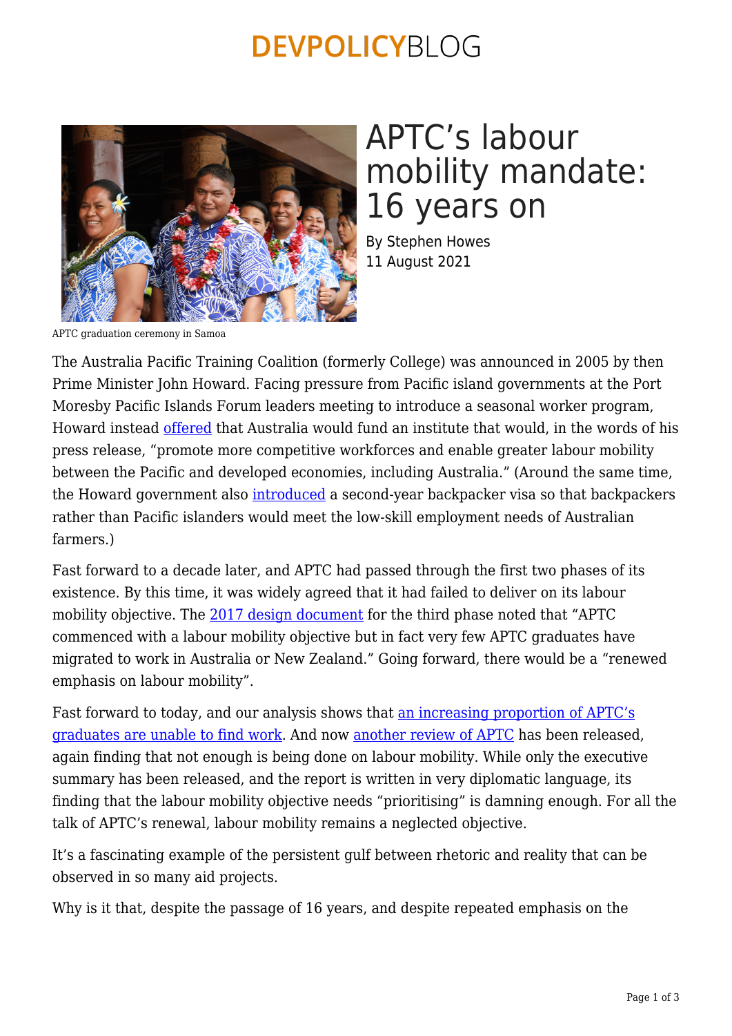# APTC's labour mobility mandate: 16 years on

By Stephen Howes
11 August 2021

APTC graduation ceremony in Samoa

The Australia Pacific Training Coalition (formerly College) was announced in 2005 by then Prime Minister John Howard. Facing pressure from Pacific island governments at the Port Moresby Pacific Islands Forum leaders meeting to introduce a seasonal worker program, Howard instead offered that Australia would fund an institute that would, in the words of his press release, "promote more competitive workforces and enable greater labour mobility between the Pacific and developed economies, including Australia." (Around the same time, the Howard government also introduced a second-year backpacker visa so that backpackers rather than Pacific islanders would meet the low-skill employment needs of Australian farmers.)

Fast forward to a decade later, and APTC had passed through the first two phases of its existence. By this time, it was widely agreed that it had failed to deliver on its labour mobility objective. The 2017 design document for the third phase noted that "APTC commenced with a labour mobility objective but in fact very few APTC graduates have migrated to work in Australia or New Zealand." Going forward, there would be a "renewed emphasis on labour mobility".

Fast forward to today, and our analysis shows that an increasing proportion of APTC's graduates are unable to find work. And now another review of APTC has been released, again finding that not enough is being done on labour mobility. While only the executive summary has been released, and the report is written in very diplomatic language, its finding that the labour mobility objective needs "prioritising" is damning enough. For all the talk of APTC's renewal, labour mobility remains a neglected objective.

It's a fascinating example of the persistent gulf between rhetoric and reality that can be observed in so many aid projects.

Why is it that, despite the passage of 16 years, and despite repeated emphasis on the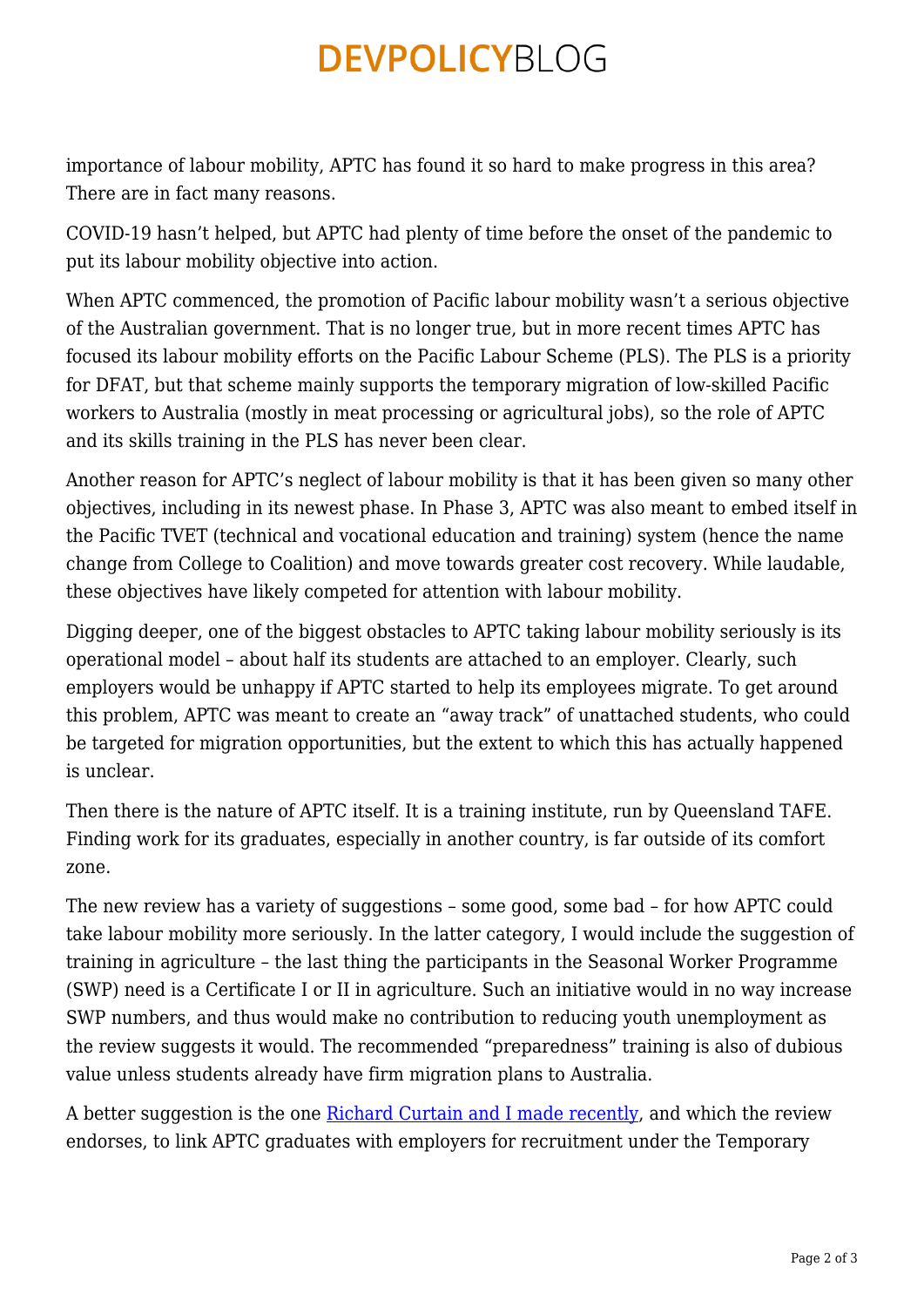importance of labour mobility, APTC has found it so hard to make progress in this area? There are in fact many reasons.

COVID-19 hasn't helped, but APTC had plenty of time before the onset of the pandemic to put its labour mobility objective into action.

When APTC commenced, the promotion of Pacific labour mobility wasn't a serious objective of the Australian government. That is no longer true, but in more recent times APTC has focused its labour mobility efforts on the Pacific Labour Scheme (PLS). The PLS is a priority for DFAT, but that scheme mainly supports the temporary migration of low-skilled Pacific workers to Australia (mostly in meat processing or agricultural jobs), so the role of APTC and its skills training in the PLS has never been clear.

Another reason for APTC's neglect of labour mobility is that it has been given so many other objectives, including in its newest phase. In Phase 3, APTC was also meant to embed itself in the Pacific TVET (technical and vocational education and training) system (hence the name change from College to Coalition) and move towards greater cost recovery. While laudable, these objectives have likely competed for attention with labour mobility.

Digging deeper, one of the biggest obstacles to APTC taking labour mobility seriously is its operational model – about half its students are attached to an employer. Clearly, such employers would be unhappy if APTC started to help its employees migrate. To get around this problem, APTC was meant to create an "away track" of unattached students, who could be targeted for migration opportunities, but the extent to which this has actually happened is unclear.

Then there is the nature of APTC itself. It is a training institute, run by Queensland TAFE. Finding work for its graduates, especially in another country, is far outside of its comfort zone.

The new review has a variety of suggestions – some good, some bad – for how APTC could take labour mobility more seriously. In the latter category, I would include the suggestion of training in agriculture – the last thing the participants in the Seasonal Worker Programme (SWP) need is a Certificate I or II in agriculture. Such an initiative would in no way increase SWP numbers, and thus would make no contribution to reducing youth unemployment as the review suggests it would. The recommended "preparedness" training is also of dubious value unless students already have firm migration plans to Australia.

A better suggestion is the one Richard Curtain and I made recently, and which the review endorses, to link APTC graduates with employers for recruitment under the Temporary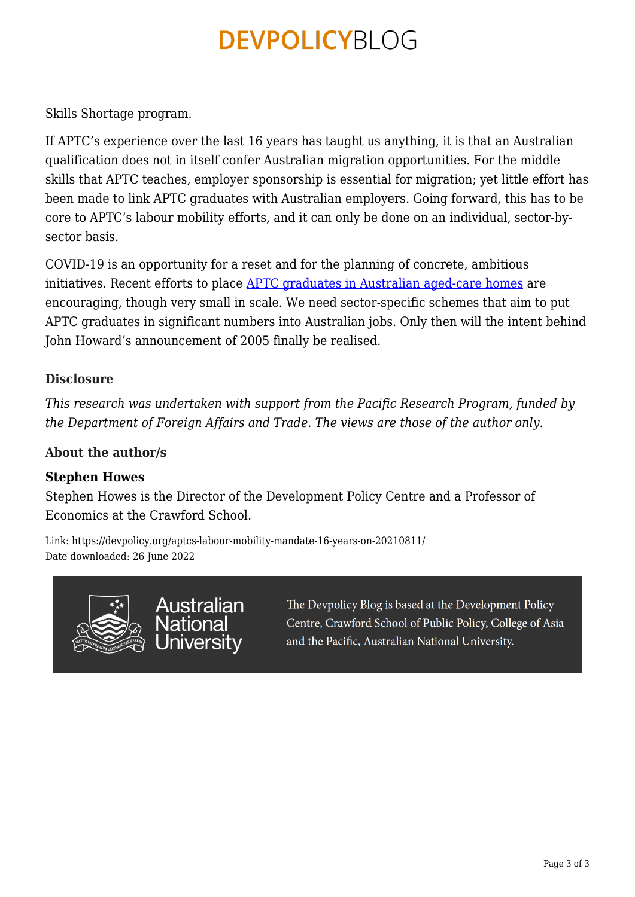Skills Shortage program.

If APTC's experience over the last 16 years has taught us anything, it is that an Australian qualification does not in itself confer Australian migration opportunities. For the middle skills that APTC teaches, employer sponsorship is essential for migration; yet little effort has been made to link APTC graduates with Australian employers. Going forward, this has to be core to APTC's labour mobility efforts, and it can only be done on an individual, sector-by-sector basis.

COVID-19 is an opportunity for a reset and for the planning of concrete, ambitious initiatives. Recent efforts to place APTC graduates in Australian aged-care homes are encouraging, though very small in scale. We need sector-specific schemes that aim to put APTC graduates in significant numbers into Australian jobs. Only then will the intent behind John Howard's announcement of 2005 finally be realised.

### Disclosure

*This research was undertaken with support from the Pacific Research Program, funded by the Department of Foreign Affairs and Trade. The views are those of the author only.*

### About the author/s

**Stephen Howes**
Stephen Howes is the Director of the Development Policy Centre and a Professor of Economics at the Crawford School.

Link: https://devpolicy.org/aptcs-labour-mobility-mandate-16-years-on-20210811/
Date downloaded: 26 June 2022

Australian National University

The Devpolicy Blog is based at the Development Policy Centre, Crawford School of Public Policy, College of Asia and the Pacific, Australian National University.